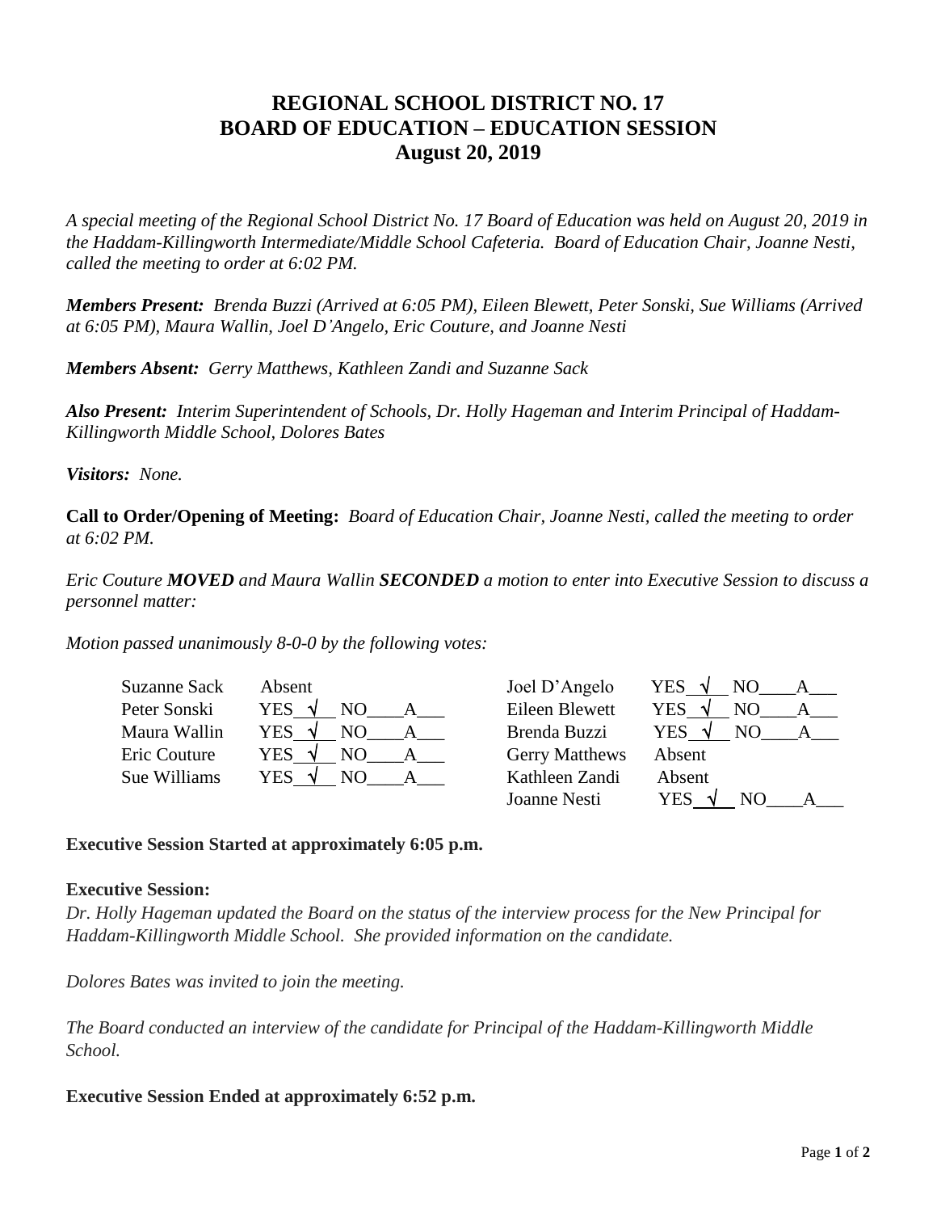# REGIONAL SCHOOL DISTRICT NO. 17
# BOARD OF EDUCATION – EDUCATION SESSION
# August 20, 2019

*A special meeting of the Regional School District No. 17 Board of Education was held on August 20, 2019 in the Haddam-Killingworth Intermediate/Middle School Cafeteria. Board of Education Chair, Joanne Nesti, called the meeting to order at 6:02 PM.*

***Members Present:** Brenda Buzzi (Arrived at 6:05 PM), Eileen Blewett, Peter Sonski, Sue Williams (Arrived at 6:05 PM), Maura Wallin, Joel D'Angelo, Eric Couture, and Joanne Nesti*

***Members Absent:** Gerry Matthews, Kathleen Zandi and Suzanne Sack*

***Also Present:** Interim Superintendent of Schools, Dr. Holly Hageman and Interim Principal of Haddam-Killingworth Middle School, Dolores Bates*

***Visitors:** None.*

**Call to Order/Opening of Meeting:** *Board of Education Chair, Joanne Nesti, called the meeting to order at 6:02 PM.*

*Eric Couture **MOVED** and Maura Wallin **SECONDED** a motion to enter into Executive Session to discuss a personnel matter:*

*Motion passed unanimously 8-0-0 by the following votes:*

| | | | |
|---|---|---|---|
| Suzanne Sack | Absent | Joel D'Angelo | YES √ NO___ A___ |
| Peter Sonski | YES √ NO___ A___ | Eileen Blewett | YES √ NO___ A___ |
| Maura Wallin | YES √ NO___ A___ | Brenda Buzzi | YES √ NO___ A___ |
| Eric Couture | YES √ NO___ A___ | Gerry Matthews | Absent |
| Sue Williams | YES √ NO___ A___ | Kathleen Zandi | Absent |
| | | Joanne Nesti | YES √ NO___ A___ |

**Executive Session Started at approximately 6:05 p.m.**

**Executive Session:**

*Dr. Holly Hageman updated the Board on the status of the interview process for the New Principal for Haddam-Killingworth Middle School. She provided information on the candidate.*

*Dolores Bates was invited to join the meeting.*

*The Board conducted an interview of the candidate for Principal of the Haddam-Killingworth Middle School.*

**Executive Session Ended at approximately 6:52 p.m.**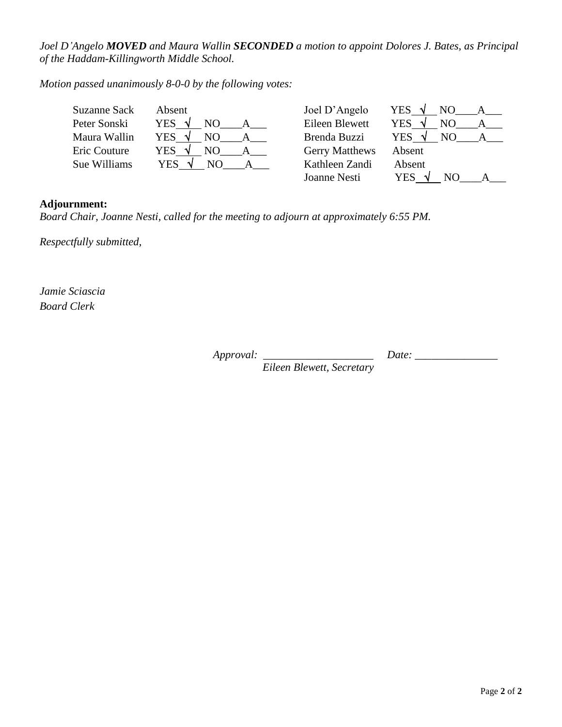*Joel D'Angelo **MOVED** and Maura Wallin **SECONDED** a motion to appoint Dolores J. Bates, as Principal of the Haddam-Killingworth Middle School.*

*Motion passed unanimously 8-0-0 by the following votes:*

| | | | |
|---|---|---|---|
| Suzanne Sack | Absent | Joel D'Angelo | YES √ NO____A___ |
| Peter Sonski | YES √ NO____A___ | Eileen Blewett | YES √ NO____A___ |
| Maura Wallin | YES √ NO____A___ | Brenda Buzzi | YES √ NO____A___ |
| Eric Couture | YES √ NO____A___ | Gerry Matthews | Absent |
| Sue Williams | YES √ NO____A___ | Kathleen Zandi | Absent |
| | | Joanne Nesti | YES √ NO____A___ |

**Adjournment:**

*Board Chair, Joanne Nesti, called for the meeting to adjourn at approximately 6:55 PM.*

*Respectfully submitted,*

*Jamie Sciascia*
*Board Clerk*

*Approval:* ____________________ *Date:* _______________
*Eileen Blewett, Secretary*